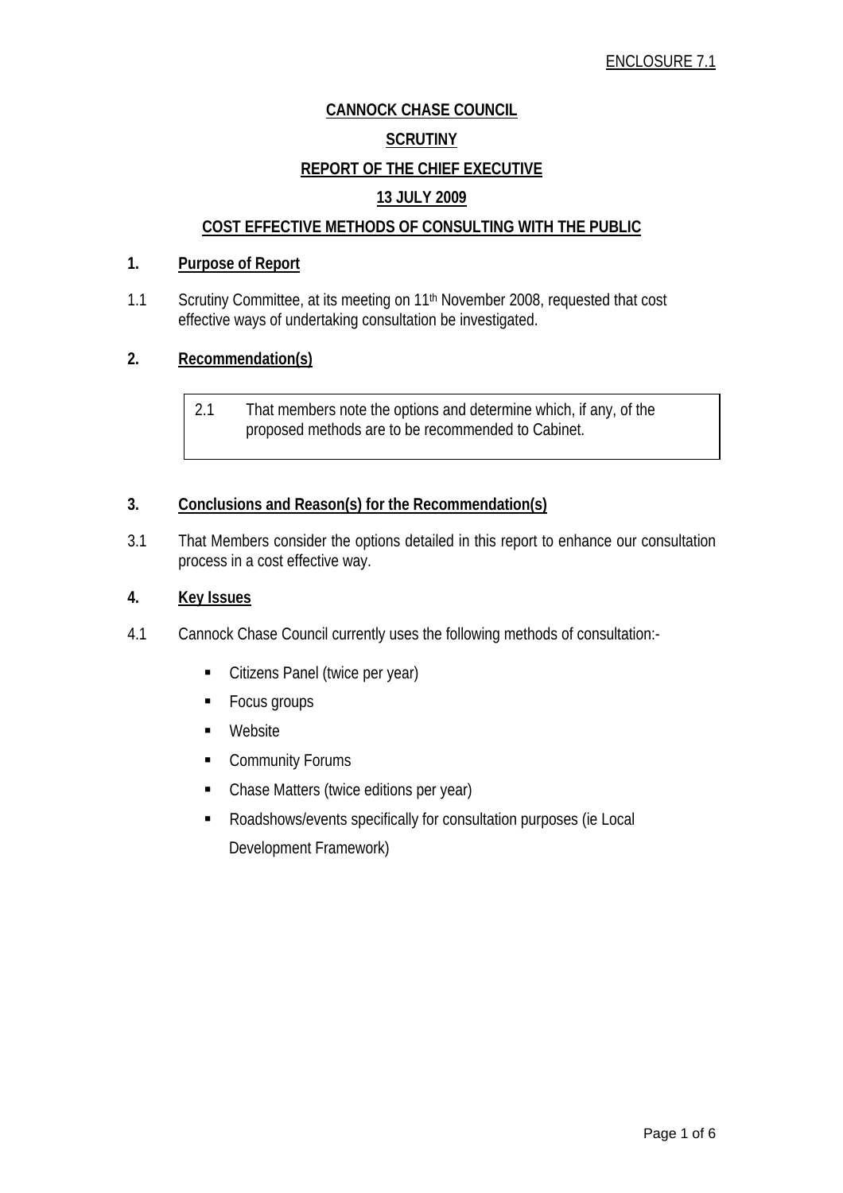ENCLOSURE 7.1

**CANNOCK CHASE COUNCIL**

**SCRUTINY**

**REPORT OF THE CHIEF EXECUTIVE**

**13 JULY 2009**

**COST EFFECTIVE METHODS OF CONSULTING WITH THE PUBLIC**

## 1. Purpose of Report

1.1 Scrutiny Committee, at its meeting on 11th November 2008, requested that cost effective ways of undertaking consultation be investigated.

## 2. Recommendation(s)

2.1 That members note the options and determine which, if any, of the proposed methods are to be recommended to Cabinet.

## 3. Conclusions and Reason(s) for the Recommendation(s)

3.1 That Members consider the options detailed in this report to enhance our consultation process in a cost effective way.

## 4. Key Issues

4.1 Cannock Chase Council currently uses the following methods of consultation:-

- Citizens Panel (twice per year)
- Focus groups
- Website
- Community Forums
- Chase Matters (twice editions per year)
- Roadshows/events specifically for consultation purposes (ie Local Development Framework)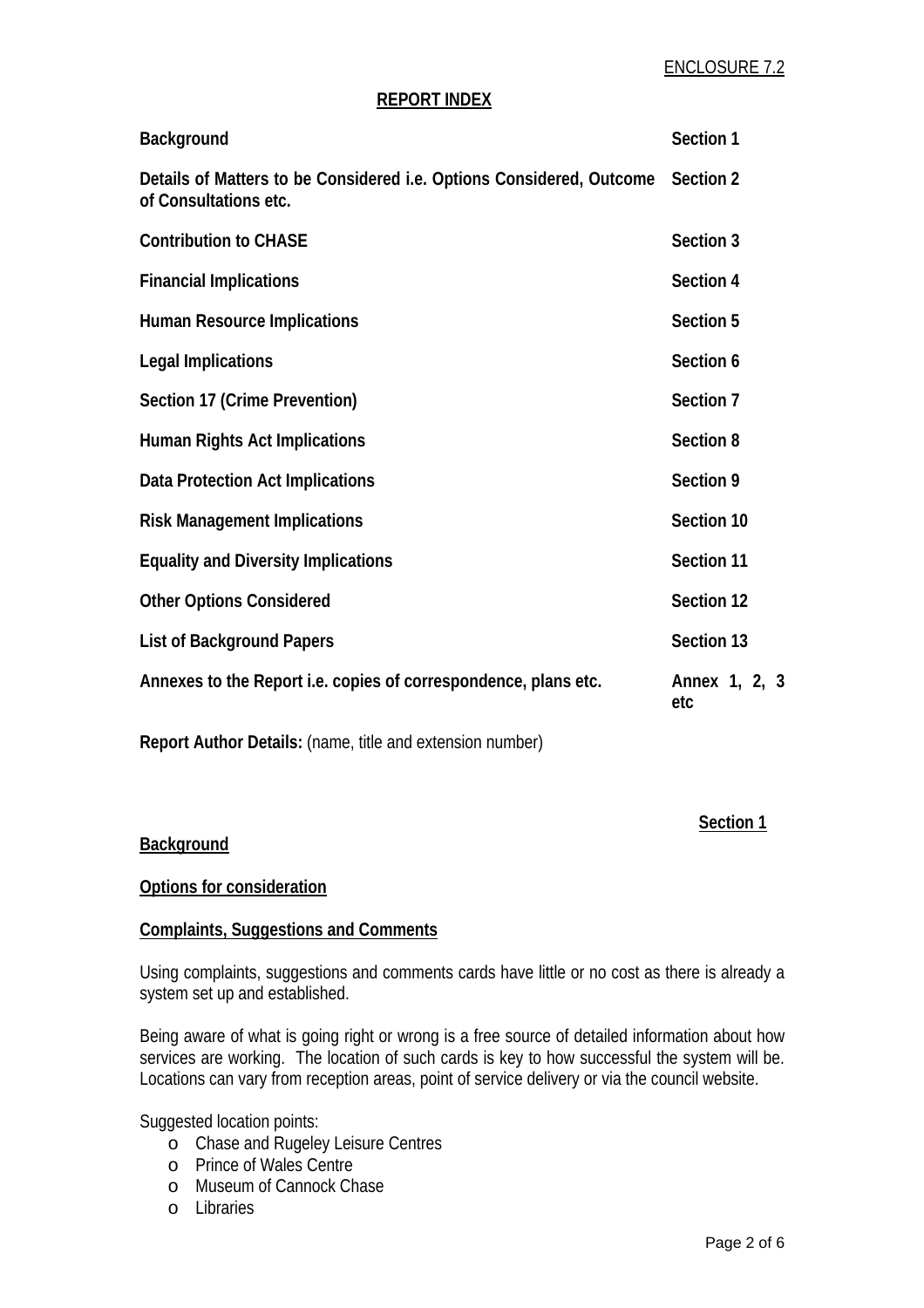ENCLOSURE 7.2

## REPORT INDEX

| | |
|---|---|
| **Background** | **Section 1** |
| **Details of Matters to be Considered i.e. Options Considered, Outcome of Consultations etc.** | **Section 2** |
| **Contribution to CHASE** | **Section 3** |
| **Financial Implications** | **Section 4** |
| **Human Resource Implications** | **Section 5** |
| **Legal Implications** | **Section 6** |
| **Section 17 (Crime Prevention)** | **Section 7** |
| **Human Rights Act Implications** | **Section 8** |
| **Data Protection Act Implications** | **Section 9** |
| **Risk Management Implications** | **Section 10** |
| **Equality and Diversity Implications** | **Section 11** |
| **Other Options Considered** | **Section 12** |
| **List of Background Papers** | **Section 13** |
| **Annexes to the Report i.e. copies of correspondence, plans etc.** | **Annex 1, 2, 3 etc** |

**Report Author Details:** (name, title and extension number)

**Section 1**

## Background

### Options for consideration

### Complaints, Suggestions and Comments

Using complaints, suggestions and comments cards have little or no cost as there is already a system set up and established.

Being aware of what is going right or wrong is a free source of detailed information about how services are working. The location of such cards is key to how successful the system will be. Locations can vary from reception areas, point of service delivery or via the council website.

Suggested location points:

- Chase and Rugeley Leisure Centres
- Prince of Wales Centre
- Museum of Cannock Chase
- Libraries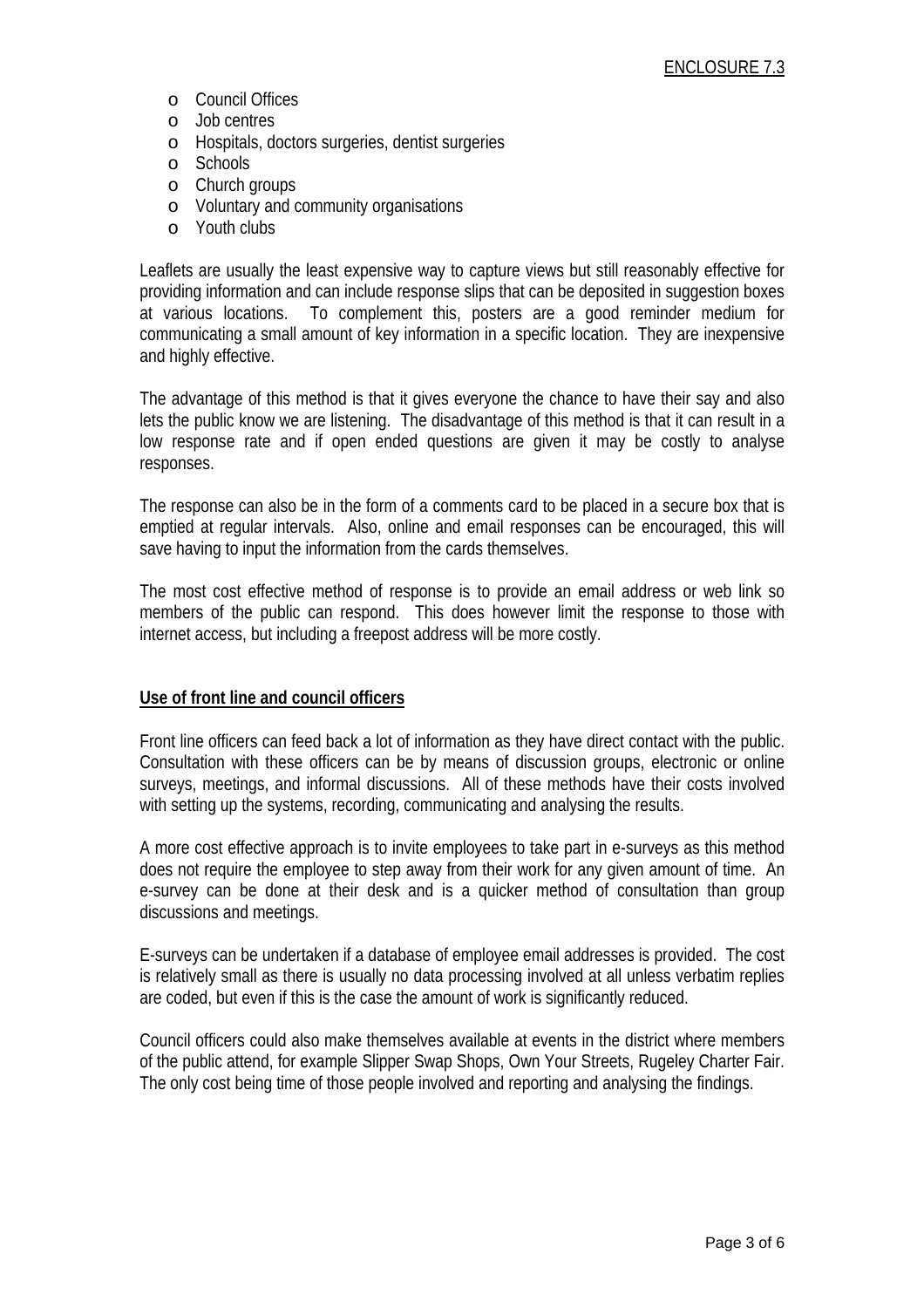ENCLOSURE 7.3

- Council Offices
- Job centres
- Hospitals, doctors surgeries, dentist surgeries
- Schools
- Church groups
- Voluntary and community organisations
- Youth clubs

Leaflets are usually the least expensive way to capture views but still reasonably effective for providing information and can include response slips that can be deposited in suggestion boxes at various locations. To complement this, posters are a good reminder medium for communicating a small amount of key information in a specific location. They are inexpensive and highly effective.

The advantage of this method is that it gives everyone the chance to have their say and also lets the public know we are listening. The disadvantage of this method is that it can result in a low response rate and if open ended questions are given it may be costly to analyse responses.

The response can also be in the form of a comments card to be placed in a secure box that is emptied at regular intervals. Also, online and email responses can be encouraged, this will save having to input the information from the cards themselves.

The most cost effective method of response is to provide an email address or web link so members of the public can respond. This does however limit the response to those with internet access, but including a freepost address will be more costly.

**Use of front line and council officers**

Front line officers can feed back a lot of information as they have direct contact with the public. Consultation with these officers can be by means of discussion groups, electronic or online surveys, meetings, and informal discussions. All of these methods have their costs involved with setting up the systems, recording, communicating and analysing the results.

A more cost effective approach is to invite employees to take part in e-surveys as this method does not require the employee to step away from their work for any given amount of time. An e-survey can be done at their desk and is a quicker method of consultation than group discussions and meetings.

E-surveys can be undertaken if a database of employee email addresses is provided. The cost is relatively small as there is usually no data processing involved at all unless verbatim replies are coded, but even if this is the case the amount of work is significantly reduced.

Council officers could also make themselves available at events in the district where members of the public attend, for example Slipper Swap Shops, Own Your Streets, Rugeley Charter Fair. The only cost being time of those people involved and reporting and analysing the findings.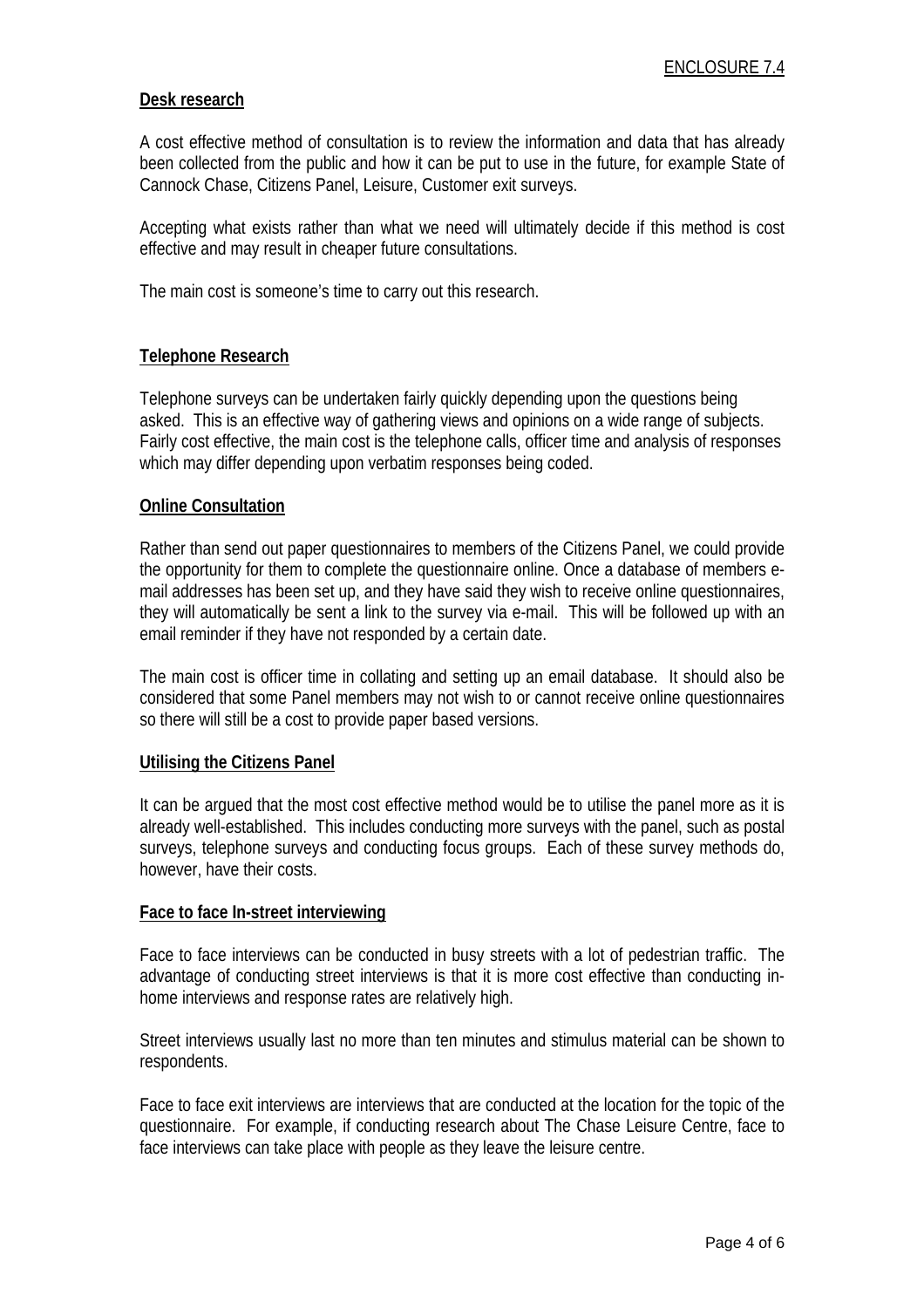ENCLOSURE 7.4

**Desk research**

A cost effective method of consultation is to review the information and data that has already been collected from the public and how it can be put to use in the future, for example State of Cannock Chase, Citizens Panel, Leisure, Customer exit surveys.

Accepting what exists rather than what we need will ultimately decide if this method is cost effective and may result in cheaper future consultations.

The main cost is someone's time to carry out this research.

**Telephone Research**

Telephone surveys can be undertaken fairly quickly depending upon the questions being asked. This is an effective way of gathering views and opinions on a wide range of subjects. Fairly cost effective, the main cost is the telephone calls, officer time and analysis of responses which may differ depending upon verbatim responses being coded.

**Online Consultation**

Rather than send out paper questionnaires to members of the Citizens Panel, we could provide the opportunity for them to complete the questionnaire online. Once a database of members e-mail addresses has been set up, and they have said they wish to receive online questionnaires, they will automatically be sent a link to the survey via e-mail. This will be followed up with an email reminder if they have not responded by a certain date.

The main cost is officer time in collating and setting up an email database. It should also be considered that some Panel members may not wish to or cannot receive online questionnaires so there will still be a cost to provide paper based versions.

**Utilising the Citizens Panel**

It can be argued that the most cost effective method would be to utilise the panel more as it is already well-established. This includes conducting more surveys with the panel, such as postal surveys, telephone surveys and conducting focus groups. Each of these survey methods do, however, have their costs.

**Face to face In-street interviewing**

Face to face interviews can be conducted in busy streets with a lot of pedestrian traffic. The advantage of conducting street interviews is that it is more cost effective than conducting in-home interviews and response rates are relatively high.

Street interviews usually last no more than ten minutes and stimulus material can be shown to respondents.

Face to face exit interviews are interviews that are conducted at the location for the topic of the questionnaire. For example, if conducting research about The Chase Leisure Centre, face to face interviews can take place with people as they leave the leisure centre.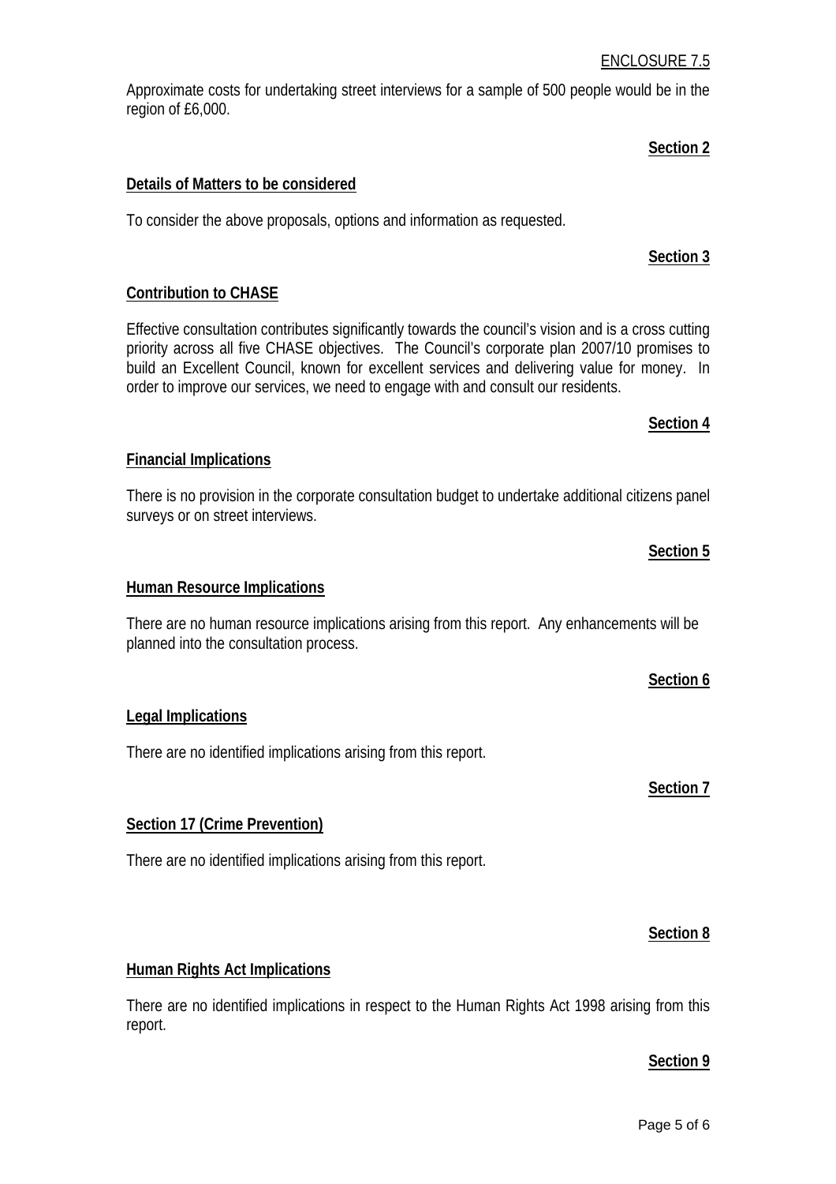ENCLOSURE 7.5

Approximate costs for undertaking street interviews for a sample of 500 people would be in the region of £6,000.

**Section 2**

**Details of Matters to be considered**

To consider the above proposals, options and information as requested.

**Section 3**

**Contribution to CHASE**

Effective consultation contributes significantly towards the council's vision and is a cross cutting priority across all five CHASE objectives. The Council's corporate plan 2007/10 promises to build an Excellent Council, known for excellent services and delivering value for money. In order to improve our services, we need to engage with and consult our residents.

**Section 4**

**Financial Implications**

There is no provision in the corporate consultation budget to undertake additional citizens panel surveys or on street interviews.

**Section 5**

**Human Resource Implications**

There are no human resource implications arising from this report. Any enhancements will be planned into the consultation process.

**Section 6**

**Legal Implications**

There are no identified implications arising from this report.

**Section 7**

**Section 17 (Crime Prevention)**

There are no identified implications arising from this report.

**Section 8**

**Human Rights Act Implications**

There are no identified implications in respect to the Human Rights Act 1998 arising from this report.

**Section 9**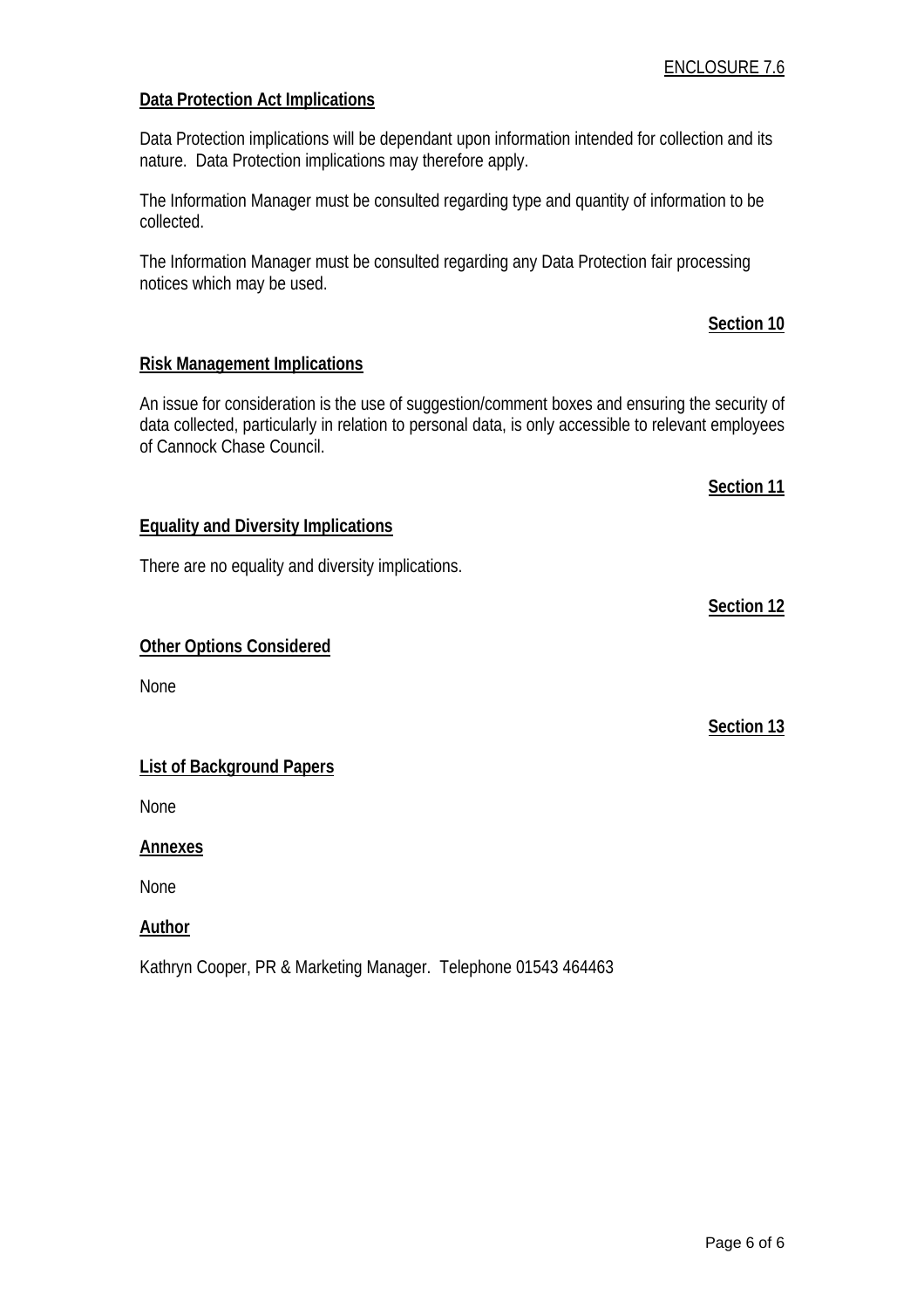ENCLOSURE 7.6

**Data Protection Act Implications**

Data Protection implications will be dependant upon information intended for collection and its nature. Data Protection implications may therefore apply.

The Information Manager must be consulted regarding type and quantity of information to be collected.

The Information Manager must be consulted regarding any Data Protection fair processing notices which may be used.

**Section 10**

**Risk Management Implications**

An issue for consideration is the use of suggestion/comment boxes and ensuring the security of data collected, particularly in relation to personal data, is only accessible to relevant employees of Cannock Chase Council.

**Section 11**

**Equality and Diversity Implications**

There are no equality and diversity implications.

**Section 12**

**Other Options Considered**

None

**Section 13**

**List of Background Papers**

None

**Annexes**

None

**Author**

Kathryn Cooper, PR & Marketing Manager. Telephone 01543 464463